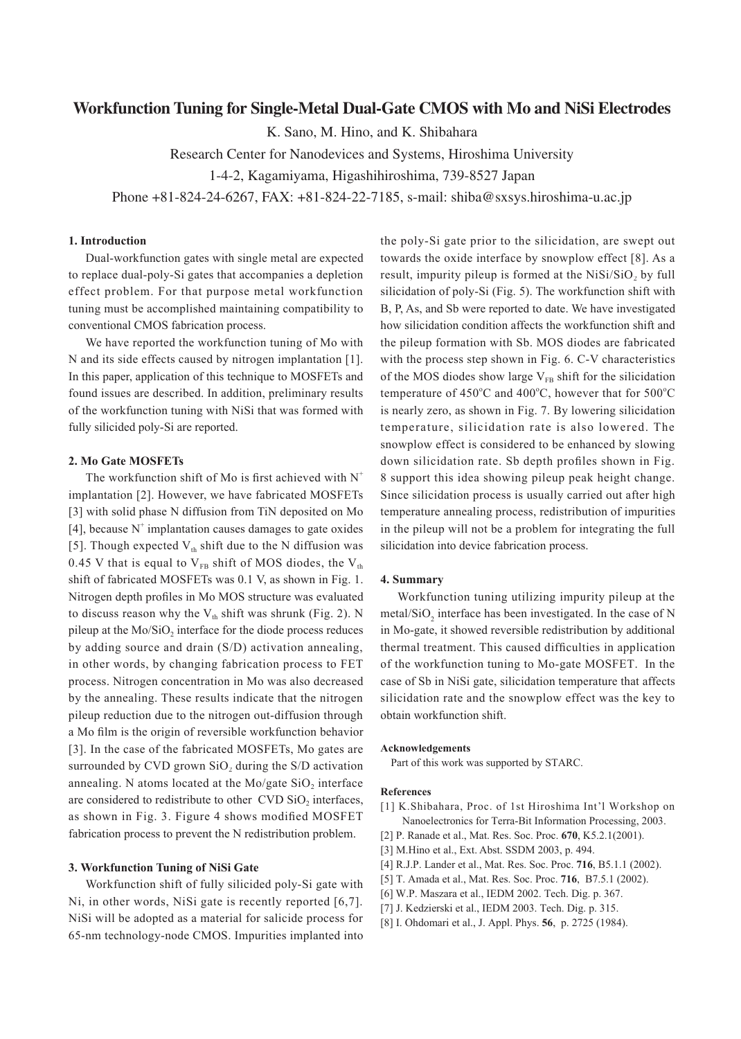# Workfunction Tuning for Single-Metal Dual-Gate CMOS with Mo and NiSi Electrodes

K. Sano, M. Hino, and K. Shibahara

Research Center for Nanodevices and Systems, Hiroshima University

1-4-2, Kagamiyama, Higashihiroshima, 739-8527 Japan

Phone +81-824-24-6267, FAX: +81-824-22-7185, s-mail: shiba@sxsys.hiroshima-u.ac.jp

## 1. Introduction

Dual-workfunction gates with single metal are expected to replace dual-poly-Si gates that accompanies a depletion effect problem. For that purpose metal workfunction tuning must be accomplished maintaining compatibility to conventional CMOS fabrication process.

We have reported the workfunction tuning of Mo with N and its side effects caused by nitrogen implantation [1]. In this paper, application of this technique to MOSFETs and found issues are described. In addition, preliminary results of the workfunction tuning with NiSi that was formed with fully silicided poly-Si are reported.

## 2. Mo Gate MOSFETs

The workfunction shift of Mo is first achieved with $N^+$ implantation [2]. However, we have fabricated MOSFETs [3] with solid phase N diffusion from TiN deposited on Mo [4], because $N^+$ implantation causes damages to gate oxides [5]. Though expected $V_{th}$ shift due to the N diffusion was 0.45 V that is equal to $V_{FB}$ shift of MOS diodes, the $V_{th}$ shift of fabricated MOSFETs was 0.1 V, as shown in Fig. 1. Nitrogen depth profiles in Mo MOS structure was evaluated to discuss reason why the $V_{th}$ shift was shrunk (Fig. 2). N pileup at the Mo/$SiO_2$ interface for the diode process reduces by adding source and drain (S/D) activation annealing, in other words, by changing fabrication process to FET process. Nitrogen concentration in Mo was also decreased by the annealing. These results indicate that the nitrogen pileup reduction due to the nitrogen out-diffusion through a Mo film is the origin of reversible workfunction behavior [3]. In the case of the fabricated MOSFETs, Mo gates are surrounded by CVD grown $SiO_2$ during the S/D activation annealing. N atoms located at the Mo/gate $SiO_2$ interface are considered to redistribute to other CVD $SiO_2$ interfaces, as shown in Fig. 3. Figure 4 shows modified MOSFET fabrication process to prevent the N redistribution problem.

## 3. Workfunction Tuning of NiSi Gate

Workfunction shift of fully silicided poly-Si gate with Ni, in other words, NiSi gate is recently reported [6,7]. NiSi will be adopted as a material for salicide process for 65-nm technology-node CMOS. Impurities implanted into the poly-Si gate prior to the silicidation, are swept out towards the oxide interface by snowplow effect [8]. As a result, impurity pileup is formed at the NiSi/$SiO_2$ by full silicidation of poly-Si (Fig. 5). The workfunction shift with B, P, As, and Sb were reported to date. We have investigated how silicidation condition affects the workfunction shift and the pileup formation with Sb. MOS diodes are fabricated with the process step shown in Fig. 6. C-V characteristics of the MOS diodes show large $V_{FB}$ shift for the silicidation temperature of 450°C and 400°C, however that for 500°C is nearly zero, as shown in Fig. 7. By lowering silicidation temperature, silicidation rate is also lowered. The snowplow effect is considered to be enhanced by slowing down silicidation rate. Sb depth profiles shown in Fig. 8 support this idea showing pileup peak height change. Since silicidation process is usually carried out after high temperature annealing process, redistribution of impurities in the pileup will not be a problem for integrating the full silicidation into device fabrication process.

## 4. Summary

Workfunction tuning utilizing impurity pileup at the metal/$SiO_2$ interface has been investigated. In the case of N in Mo-gate, it showed reversible redistribution by additional thermal treatment. This caused difficulties in application of the workfunction tuning to Mo-gate MOSFET. In the case of Sb in NiSi gate, silicidation temperature that affects silicidation rate and the snowplow effect was the key to obtain workfunction shift.

### Acknowledgements

Part of this work was supported by STARC.

### References

[1] K.Shibahara, Proc. of 1st Hiroshima Int'l Workshop on Nanoelectronics for Terra-Bit Information Processing, 2003.
[2] P. Ranade et al., Mat. Res. Soc. Proc. **670**, K5.2.1(2001).
[3] M.Hino et al., Ext. Abst. SSDM 2003, p. 494.
[4] R.J.P. Lander et al., Mat. Res. Soc. Proc. **716**, B5.1.1 (2002).
[5] T. Amada et al., Mat. Res. Soc. Proc. **716**, B7.5.1 (2002).
[6] W.P. Maszara et al., IEDM 2002. Tech. Dig. p. 367.
[7] J. Kedzierski et al., IEDM 2003. Tech. Dig. p. 315.
[8] I. Ohdomari et al., J. Appl. Phys. **56**, p. 2725 (1984).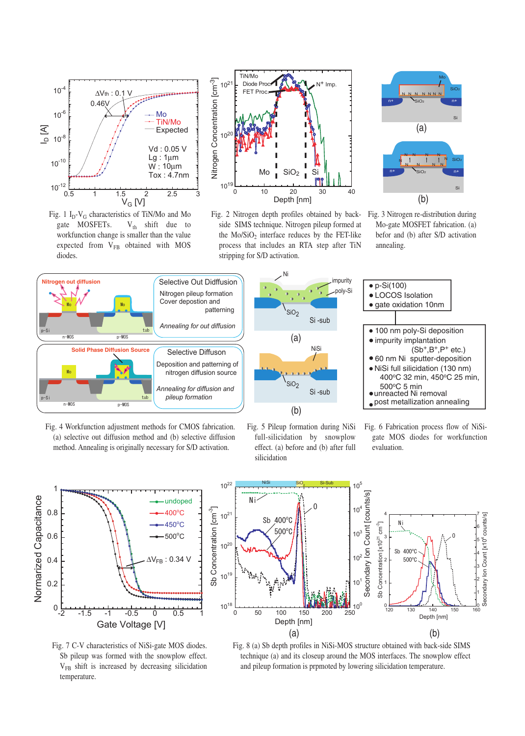ΔVth : 0.1 V
0.46V
Mo
TiN/Mo
Expected
Vd : 0.05 V
Lg : 1μm
W : 10μm
Tox : 4.7nm
$I_D$ [A]
$V_G$ [V]

Fig. 1 $I_D$-$V_G$ characteristics of TiN/Mo and Mo gate MOSFETs. $V_{th}$ shift due to workfunction change is smaller than the value expected from $V_{FB}$ obtained with MOS diodes.

TiN/Mo
Diode Proc.
FET Proc.
$N^+$ Imp.
Mo
$SiO_2$
Si
Nitrogen Concentration [$cm^{-3}$]
Depth [nm]

Fig. 2 Nitrogen depth profiles obtained by back-side SIMS technique. Nitrogen pileup formed at the Mo/$SiO_2$ interface reduces by the FET-like process that includes an RTA step after TiN stripping for S/D activation.

Fig. 3 Nitrogen re-distribution during Mo-gate MOSFET fabrication. (a) befor and (b) after S/D activation annealing.

Nitrogen out diffusion
Selective Out Didffusion
Nitrogen pileup formation
Cover deposition and patterning
*Annealing for out diffusion*

Solid Phase Diffusion Source
Selective Diffuson
Deposition and patterning of nitrogen diffusion source
*Annealing for diffusion and pileup formation*

Fig. 4 Workfunction adjustment methods for CMOS fabrication. (a) selective out diffusion method and (b) selective diffusion method. Annealing is originally necessary for S/D activation.

Fig. 5 Pileup formation during NiSi full-silicidation by snowplow effect. (a) before and (b) after full silicidation

- p-Si(100)
- LOCOS Isolation
- gate oxidation 10nm

- 100 nm poly-Si deposition
- impurity implantation ($Sb^+$,$B^+$,$P^+$ etc.)
- 60 nm Ni sputter-deposition
- NiSi full silicidation (130 nm) 400°C 32 min, 450°C 25 min, 500°C 5 min
- unreacted Ni removal
- post metallization annealing

Fig. 6 Fabrication process flow of NiSi-gate MOS diodes for workfunction evaluation.

undoped
400°C
450°C
500°C
$\Delta V_{FB}$ : 0.34 V
Normarized Capacitance
Gate Voltage [V]

Fig. 7 C-V characteristics of NiSi-gate MOS diodes. Sb pileup was formed with the snowplow effect. $V_{FB}$ shift is increased by decreasing silicidation temperature.

Sb Concentration [$cm^{-3}$]
Secondary Ion Count [counts/s]
Depth [nm]

Fig. 8 (a) Sb depth profiles in NiSi-MOS structure obtained with back-side SIMS technique (a) and its closeup around the MOS interfaces. The snowplow effect and pileup formation is prpmoted by lowering silicidation temperature.